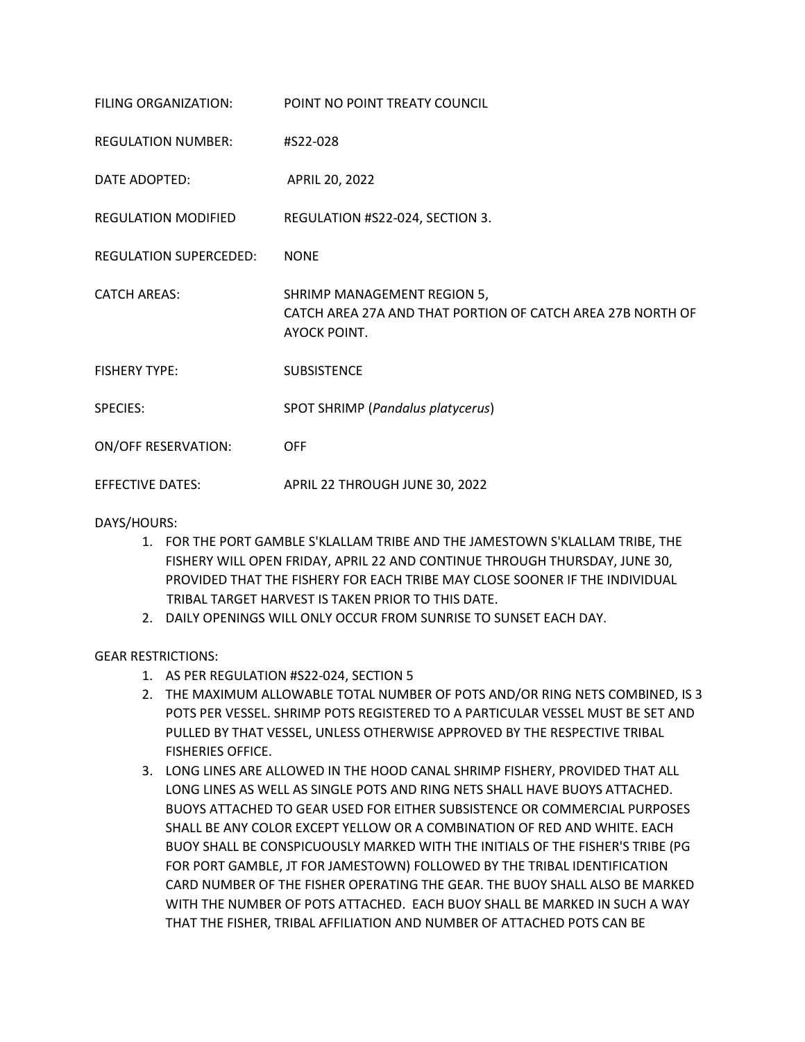FILING ORGANIZATION: POINT NO POINT TREATY COUNCIL

REGULATION NUMBER: #S22-028

DATE ADOPTED: APRIL 20, 2022

REGULATION MODIFIED REGULATION #S22-024, SECTION 3.

REGULATION SUPERCEDED: NONE

CATCH AREAS: SHRIMP MANAGEMENT REGION 5, CATCH AREA 27A AND THAT PORTION OF CATCH AREA 27B NORTH OF AYOCK POINT.

FISHERY TYPE: SUBSISTENCE

SPECIES: SPOT SHRIMP (*Pandalus platycerus*)

ON/OFF RESERVATION: OFF

EFFECTIVE DATES: APRIL 22 THROUGH JUNE 30, 2022

DAYS/HOURS:

1. FOR THE PORT GAMBLE S'KLALLAM TRIBE AND THE JAMESTOWN S'KLALLAM TRIBE, THE FISHERY WILL OPEN FRIDAY, APRIL 22 AND CONTINUE THROUGH THURSDAY, JUNE 30, PROVIDED THAT THE FISHERY FOR EACH TRIBE MAY CLOSE SOONER IF THE INDIVIDUAL TRIBAL TARGET HARVEST IS TAKEN PRIOR TO THIS DATE.
2. DAILY OPENINGS WILL ONLY OCCUR FROM SUNRISE TO SUNSET EACH DAY.

GEAR RESTRICTIONS:

1. AS PER REGULATION #S22-024, SECTION 5
2. THE MAXIMUM ALLOWABLE TOTAL NUMBER OF POTS AND/OR RING NETS COMBINED, IS 3 POTS PER VESSEL. SHRIMP POTS REGISTERED TO A PARTICULAR VESSEL MUST BE SET AND PULLED BY THAT VESSEL, UNLESS OTHERWISE APPROVED BY THE RESPECTIVE TRIBAL FISHERIES OFFICE.
3. LONG LINES ARE ALLOWED IN THE HOOD CANAL SHRIMP FISHERY, PROVIDED THAT ALL LONG LINES AS WELL AS SINGLE POTS AND RING NETS SHALL HAVE BUOYS ATTACHED. BUOYS ATTACHED TO GEAR USED FOR EITHER SUBSISTENCE OR COMMERCIAL PURPOSES SHALL BE ANY COLOR EXCEPT YELLOW OR A COMBINATION OF RED AND WHITE. EACH BUOY SHALL BE CONSPICUOUSLY MARKED WITH THE INITIALS OF THE FISHER'S TRIBE (PG FOR PORT GAMBLE, JT FOR JAMESTOWN) FOLLOWED BY THE TRIBAL IDENTIFICATION CARD NUMBER OF THE FISHER OPERATING THE GEAR. THE BUOY SHALL ALSO BE MARKED WITH THE NUMBER OF POTS ATTACHED. EACH BUOY SHALL BE MARKED IN SUCH A WAY THAT THE FISHER, TRIBAL AFFILIATION AND NUMBER OF ATTACHED POTS CAN BE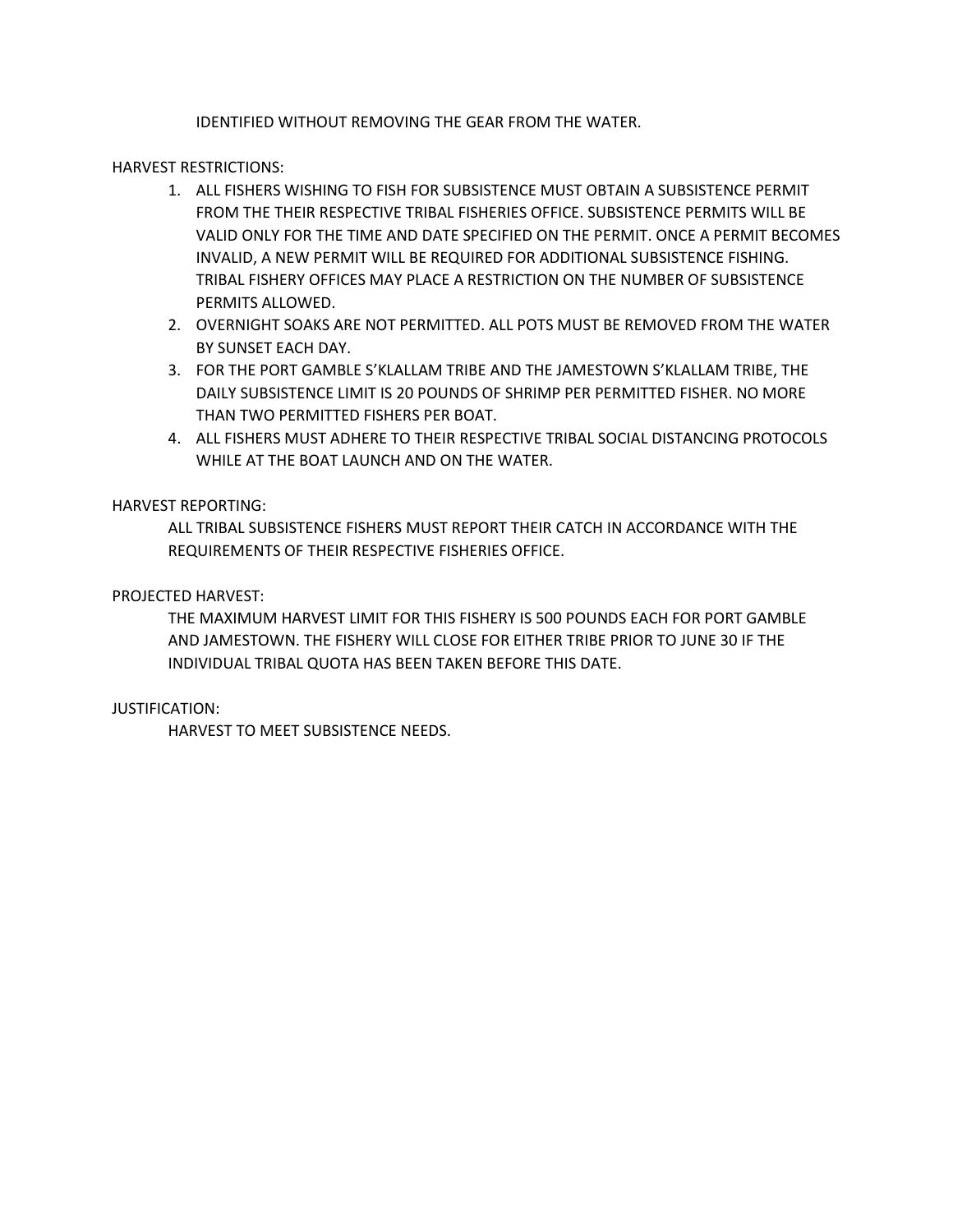IDENTIFIED WITHOUT REMOVING THE GEAR FROM THE WATER.

HARVEST RESTRICTIONS:

1. ALL FISHERS WISHING TO FISH FOR SUBSISTENCE MUST OBTAIN A SUBSISTENCE PERMIT FROM THE THEIR RESPECTIVE TRIBAL FISHERIES OFFICE. SUBSISTENCE PERMITS WILL BE VALID ONLY FOR THE TIME AND DATE SPECIFIED ON THE PERMIT. ONCE A PERMIT BECOMES INVALID, A NEW PERMIT WILL BE REQUIRED FOR ADDITIONAL SUBSISTENCE FISHING. TRIBAL FISHERY OFFICES MAY PLACE A RESTRICTION ON THE NUMBER OF SUBSISTENCE PERMITS ALLOWED.
2. OVERNIGHT SOAKS ARE NOT PERMITTED. ALL POTS MUST BE REMOVED FROM THE WATER BY SUNSET EACH DAY.
3. FOR THE PORT GAMBLE S'KLALLAM TRIBE AND THE JAMESTOWN S'KLALLAM TRIBE, THE DAILY SUBSISTENCE LIMIT IS 20 POUNDS OF SHRIMP PER PERMITTED FISHER. NO MORE THAN TWO PERMITTED FISHERS PER BOAT.
4. ALL FISHERS MUST ADHERE TO THEIR RESPECTIVE TRIBAL SOCIAL DISTANCING PROTOCOLS WHILE AT THE BOAT LAUNCH AND ON THE WATER.

HARVEST REPORTING:

ALL TRIBAL SUBSISTENCE FISHERS MUST REPORT THEIR CATCH IN ACCORDANCE WITH THE REQUIREMENTS OF THEIR RESPECTIVE FISHERIES OFFICE.

PROJECTED HARVEST:

THE MAXIMUM HARVEST LIMIT FOR THIS FISHERY IS 500 POUNDS EACH FOR PORT GAMBLE AND JAMESTOWN. THE FISHERY WILL CLOSE FOR EITHER TRIBE PRIOR TO JUNE 30 IF THE INDIVIDUAL TRIBAL QUOTA HAS BEEN TAKEN BEFORE THIS DATE.

JUSTIFICATION:

HARVEST TO MEET SUBSISTENCE NEEDS.